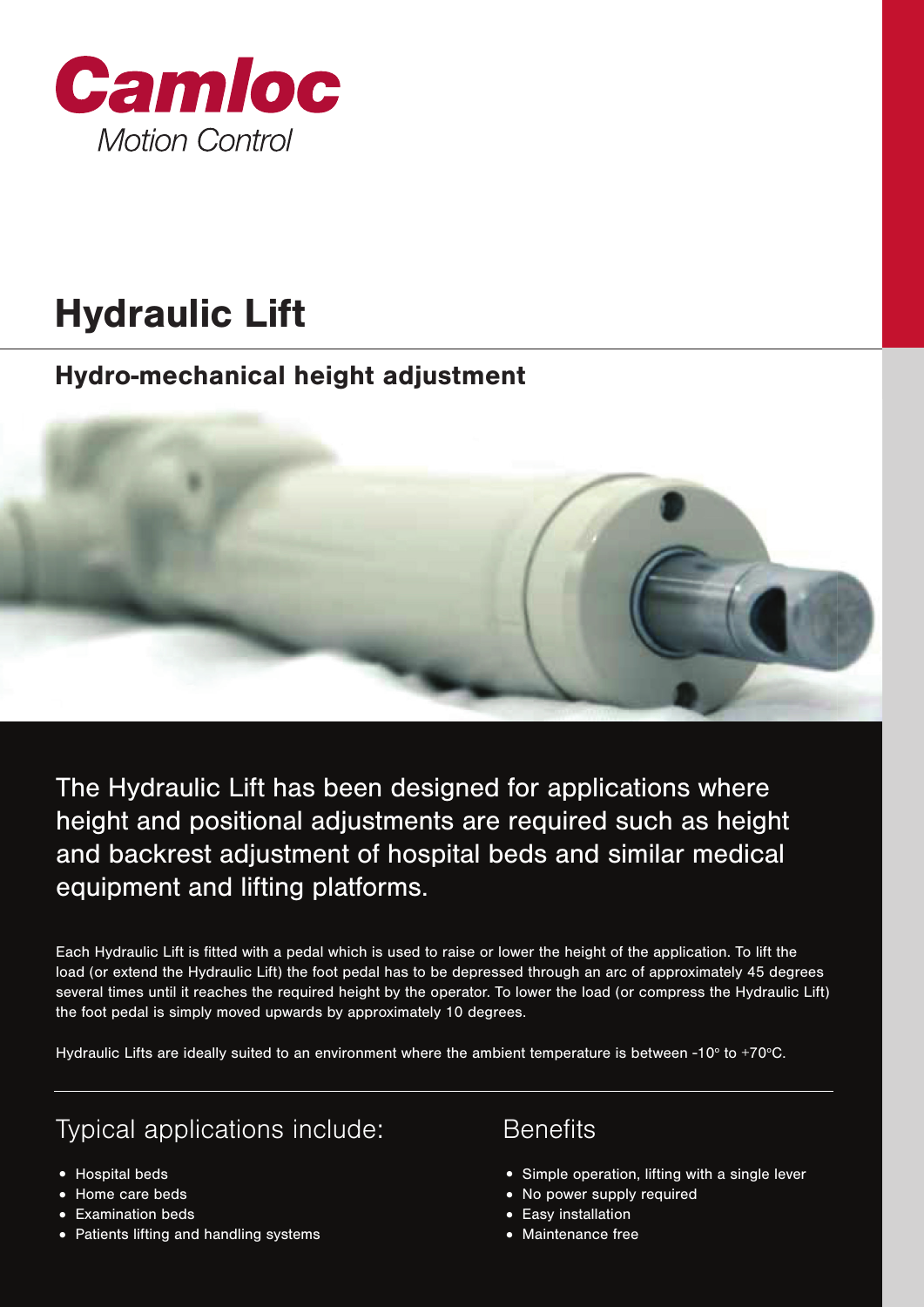Camloc

*Motion Control*

# Hydraulic Lift

## Hydro-mechanical height adjustment

The Hydraulic Lift has been designed for applications where height and positional adjustments are required such as height and backrest adjustment of hospital beds and similar medical equipment and lifting platforms.

Each Hydraulic Lift is fitted with a pedal which is used to raise or lower the height of the application. To lift the load (or extend the Hydraulic Lift) the foot pedal has to be depressed through an arc of approximately 45 degrees several times until it reaches the required height by the operator. To lower the load (or compress the Hydraulic Lift) the foot pedal is simply moved upwards by approximately 10 degrees.

Hydraulic Lifts are ideally suited to an environment where the ambient temperature is between -10° to +70°C.

### Typical applications include:

- Hospital beds
- Home care beds
- Examination beds
- Patients lifting and handling systems

### Benefits

- Simple operation, lifting with a single lever
- No power supply required
- Easy installation
- Maintenance free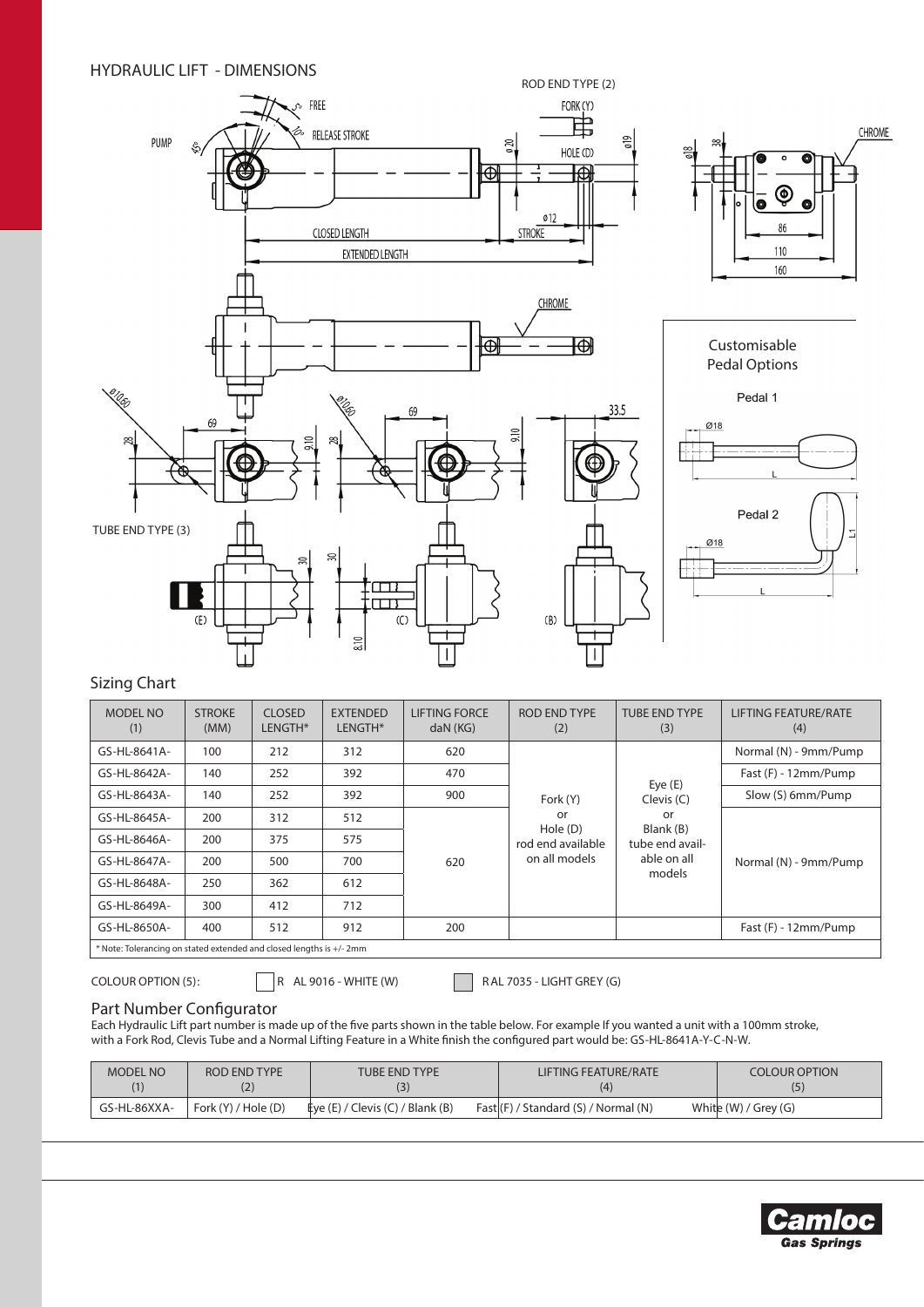## HYDRAULIC LIFT - DIMENSIONS

ROD END TYPE (2)

FREE

RELEASE STROKE

PUMP

FORK (Y)

HOLE (D)

CHROME

CLOSED LENGTH

EXTENDED LENGTH

STROKE

ø12

ø20

ø19

ø18

38

86

110

160

CHROME

Customisable Pedal Options

Pedal 1

Ø18

L

Pedal 2

Ø18

L

L1

TUBE END TYPE (3)

(E)

(C)

(B)

### Sizing Chart

| MODEL NO (1) | STROKE (MM) | CLOSED LENGTH* | EXTENDED LENGTH* | LIFTING FORCE daN (KG) | ROD END TYPE (2) | TUBE END TYPE (3) | LIFTING FEATURE/RATE (4) |
|---|---|---|---|---|---|---|---|
| GS-HL-8641A- | 100 | 212 | 312 | 620 | Fork (Y) or Hole (D) rod end available on all models | Eye (E) Clevis (C) or Blank (B) tube end available on all models | Normal (N) - 9mm/Pump |
| GS-HL-8642A- | 140 | 252 | 392 | 470 | | | Fast (F) - 12mm/Pump |
| GS-HL-8643A- | 140 | 252 | 392 | 900 | | | Slow (S) 6mm/Pump |
| GS-HL-8645A- | 200 | 312 | 512 | 620 | | | Normal (N) - 9mm/Pump |
| GS-HL-8646A- | 200 | 375 | 575 | | | | |
| GS-HL-8647A- | 200 | 500 | 700 | | | | |
| GS-HL-8648A- | 250 | 362 | 612 | | | | |
| GS-HL-8649A- | 300 | 412 | 712 | | | | |
| GS-HL-8650A- | 400 | 512 | 912 | 200 | | | Fast (F) - 12mm/Pump |

* Note: Tolerancing on stated extended and closed lengths is +/- 2mm

COLOUR OPTION (5): RAL 9016 - WHITE (W) RAL 7035 - LIGHT GREY (G)

### Part Number Configurator

Each Hydraulic Lift part number is made up of the five parts shown in the table below. For example If you wanted a unit with a 100mm stroke, with a Fork Rod, Clevis Tube and a Normal Lifting Feature in a White finish the configured part would be: GS-HL-8641A-Y-C-N-W.

| MODEL NO (1) | ROD END TYPE (2) | TUBE END TYPE (3) | LIFTING FEATURE/RATE (4) | COLOUR OPTION (5) |
|---|---|---|---|---|
| GS-HL-86XXA- | Fork (Y) / Hole (D) | Eye (E) / Clevis (C) / Blank (B) | Fast (F) / Standard (S) / Normal (N) | White (W) / Grey (G) |